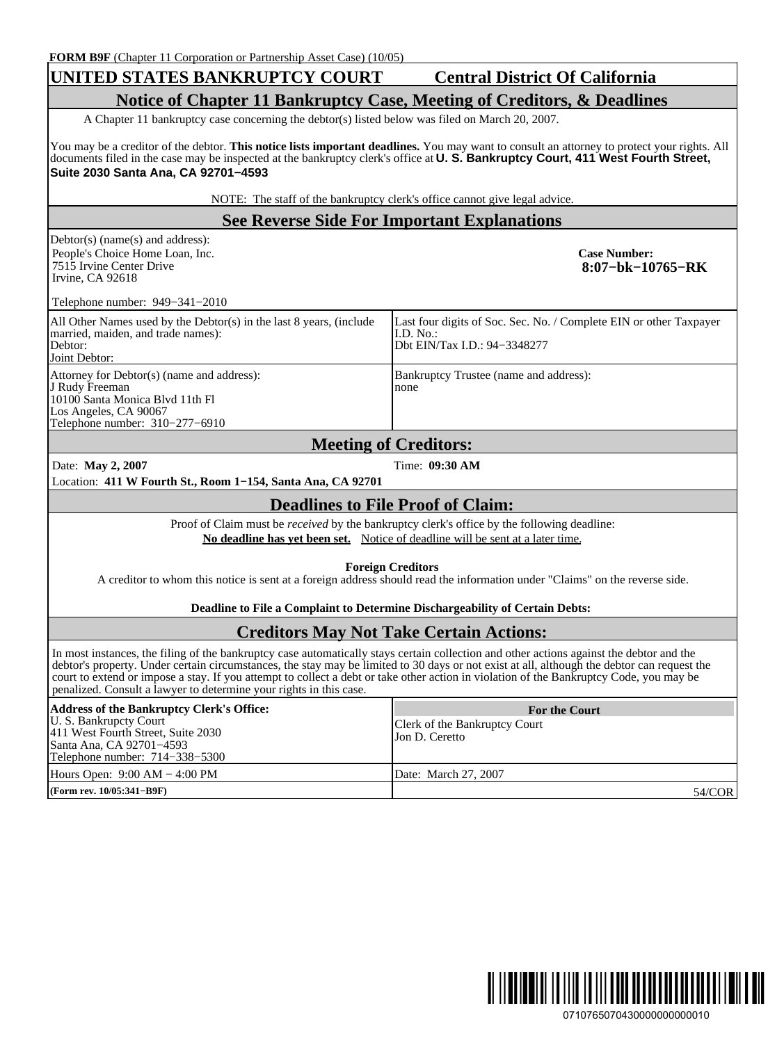**FORM B9F** (Chapter 11 Corporation or Partnership Asset Case) (10/05)

# UNITED STATES BANKRUPTCY COURT Central District Of California

## Notice of Chapter 11 Bankruptcy Case, Meeting of Creditors, & Deadlines

A Chapter 11 bankruptcy case concerning the debtor(s) listed below was filed on March 20, 2007.

You may be a creditor of the debtor. **This notice lists important deadlines.** You may want to consult an attorney to protect your rights. All documents filed in the case may be inspected at the bankruptcy clerk's office at **U. S. Bankruptcy Court, 411 West Fourth Street, Suite 2030 Santa Ana, CA 92701−4593**

NOTE: The staff of the bankruptcy clerk's office cannot give legal advice.

## See Reverse Side For Important Explanations

Debtor(s) (name(s) and address):
People's Choice Home Loan, Inc.
7515 Irvine Center Drive
Irvine, CA 92618

Telephone number: 949−341−2010

**Case Number:**
**8:07−bk−10765−RK**

| All Other Names used by the Debtor(s) in the last 8 years, (include married, maiden, and trade names):<br>Debtor:<br>Joint Debtor: | Last four digits of Soc. Sec. No. / Complete EIN or other Taxpayer I.D. No.:<br>Dbt EIN/Tax I.D.: 94−3348277 |
|---|---|
| Attorney for Debtor(s) (name and address):<br>J Rudy Freeman<br>10100 Santa Monica Blvd 11th Fl<br>Los Angeles, CA 90067<br>Telephone number: 310−277−6910 | Bankruptcy Trustee (name and address):<br>none |

## Meeting of Creditors:

Date: **May 2, 2007** Time: **09:30 AM**

Location: **411 W Fourth St., Room 1−154, Santa Ana, CA 92701**

## Deadlines to File Proof of Claim:

Proof of Claim must be *received* by the bankruptcy clerk's office by the following deadline:

**No deadline has yet been set.** Notice of deadline will be sent at a later time.

**Foreign Creditors**

A creditor to whom this notice is sent at a foreign address should read the information under "Claims" on the reverse side.

**Deadline to File a Complaint to Determine Dischargeability of Certain Debts:**

## Creditors May Not Take Certain Actions:

In most instances, the filing of the bankruptcy case automatically stays certain collection and other actions against the debtor and the debtor's property. Under certain circumstances, the stay may be limited to 30 days or not exist at all, although the debtor can request the court to extend or impose a stay. If you attempt to collect a debt or take other action in violation of the Bankruptcy Code, you may be penalized. Consult a lawyer to determine your rights in this case.

| **Address of the Bankruptcy Clerk's Office:**<br>U. S. Bankrupcty Court<br>411 West Fourth Street, Suite 2030<br>Santa Ana, CA 92701−4593<br>Telephone number: 714−338−5300 | **For the Court**<br>Clerk of the Bankruptcy Court<br>Jon D. Ceretto |
|---|---|
| Hours Open: 9:00 AM − 4:00 PM | Date: March 27, 2007 |
| **(Form rev. 10/05:341−B9F)** | 54/COR |

071076507043000000000010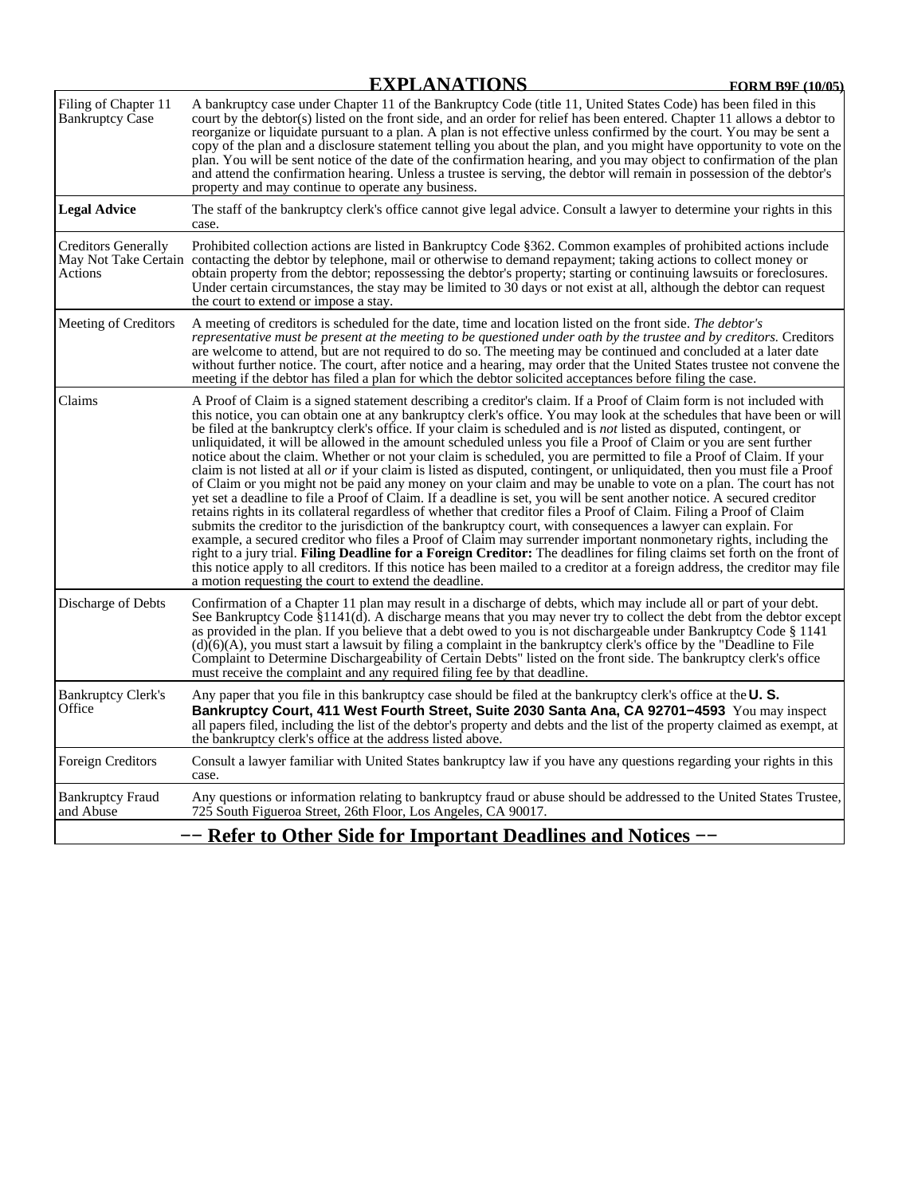# EXPLANATIONS

**FORM B9F (10/05)**

| | |
|---|---|
| Filing of Chapter 11 Bankruptcy Case | A bankruptcy case under Chapter 11 of the Bankruptcy Code (title 11, United States Code) has been filed in this court by the debtor(s) listed on the front side, and an order for relief has been entered. Chapter 11 allows a debtor to reorganize or liquidate pursuant to a plan. A plan is not effective unless confirmed by the court. You may be sent a copy of the plan and a disclosure statement telling you about the plan, and you might have opportunity to vote on the plan. You will be sent notice of the date of the confirmation hearing, and you may object to confirmation of the plan and attend the confirmation hearing. Unless a trustee is serving, the debtor will remain in possession of the debtor's property and may continue to operate any business. |
| **Legal Advice** | The staff of the bankruptcy clerk's office cannot give legal advice. Consult a lawyer to determine your rights in this case. |
| Creditors Generally May Not Take Certain Actions | Prohibited collection actions are listed in Bankruptcy Code §362. Common examples of prohibited actions include contacting the debtor by telephone, mail or otherwise to demand repayment; taking actions to collect money or obtain property from the debtor; repossessing the debtor's property; starting or continuing lawsuits or foreclosures. Under certain circumstances, the stay may be limited to 30 days or not exist at all, although the debtor can request the court to extend or impose a stay. |
| Meeting of Creditors | A meeting of creditors is scheduled for the date, time and location listed on the front side. *The debtor's representative must be present at the meeting to be questioned under oath by the trustee and by creditors.* Creditors are welcome to attend, but are not required to do so. The meeting may be continued and concluded at a later date without further notice. The court, after notice and a hearing, may order that the United States trustee not convene the meeting if the debtor has filed a plan for which the debtor solicited acceptances before filing the case. |
| Claims | A Proof of Claim is a signed statement describing a creditor's claim. If a Proof of Claim form is not included with this notice, you can obtain one at any bankruptcy clerk's office. You may look at the schedules that have been or will be filed at the bankruptcy clerk's office. If your claim is scheduled and is *not* listed as disputed, contingent, or unliquidated, it will be allowed in the amount scheduled unless you file a Proof of Claim or you are sent further notice about the claim. Whether or not your claim is scheduled, you are permitted to file a Proof of Claim. If your claim is not listed at all *or* if your claim is listed as disputed, contingent, or unliquidated, then you must file a Proof of Claim or you might not be paid any money on your claim and may be unable to vote on a plan. The court has not yet set a deadline to file a Proof of Claim. If a deadline is set, you will be sent another notice. A secured creditor retains rights in its collateral regardless of whether that creditor files a Proof of Claim. Filing a Proof of Claim submits the creditor to the jurisdiction of the bankruptcy court, with consequences a lawyer can explain. For example, a secured creditor who files a Proof of Claim may surrender important nonmonetary rights, including the right to a jury trial. **Filing Deadline for a Foreign Creditor:** The deadlines for filing claims set forth on the front of this notice apply to all creditors. If this notice has been mailed to a creditor at a foreign address, the creditor may file a motion requesting the court to extend the deadline. |
| Discharge of Debts | Confirmation of a Chapter 11 plan may result in a discharge of debts, which may include all or part of your debt. See Bankruptcy Code §1141(d). A discharge means that you may never try to collect the debt from the debtor except as provided in the plan. If you believe that a debt owed to you is not dischargeable under Bankruptcy Code § 1141 (d)(6)(A), you must start a lawsuit by filing a complaint in the bankruptcy clerk's office by the "Deadline to File Complaint to Determine Dischargeability of Certain Debts" listed on the front side. The bankruptcy clerk's office must receive the complaint and any required filing fee by that deadline. |
| Bankruptcy Clerk's Office | Any paper that you file in this bankruptcy case should be filed at the bankruptcy clerk's office at the **U. S. Bankruptcy Court, 411 West Fourth Street, Suite 2030 Santa Ana, CA 92701−4593** You may inspect all papers filed, including the list of the debtor's property and debts and the list of the property claimed as exempt, at the bankruptcy clerk's office at the address listed above. |
| Foreign Creditors | Consult a lawyer familiar with United States bankruptcy law if you have any questions regarding your rights in this case. |
| Bankruptcy Fraud and Abuse | Any questions or information relating to bankruptcy fraud or abuse should be addressed to the United States Trustee, 725 South Figueroa Street, 26th Floor, Los Angeles, CA 90017. |

**−− Refer to Other Side for Important Deadlines and Notices −−**